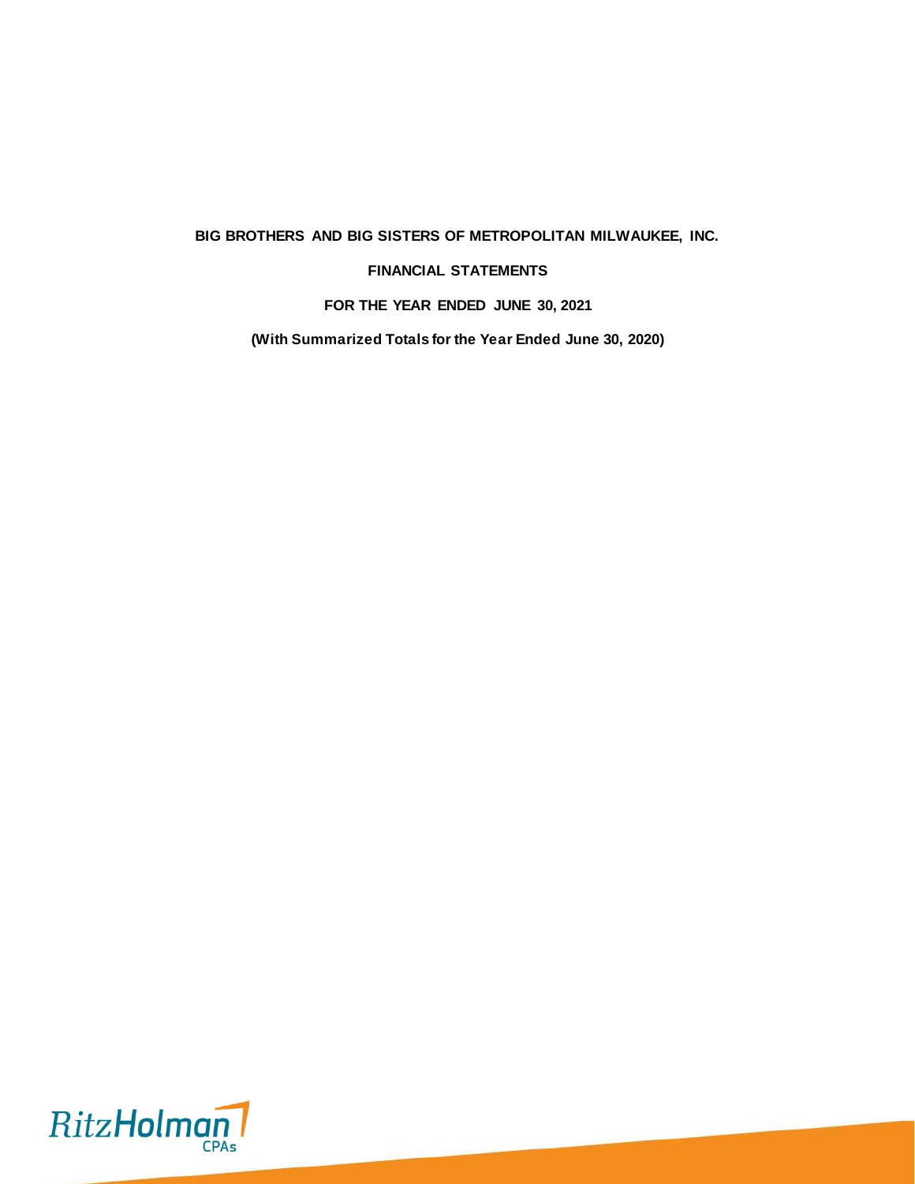# BIG BROTHERS AND BIG SISTERS OF METROPOLITAN MILWAUKEE, INC.

## FINANCIAL STATEMENTS

### FOR THE YEAR ENDED JUNE 30, 2021

**(With Summarized Totals for the Year Ended June 30, 2020)**

RitzHolman CPAs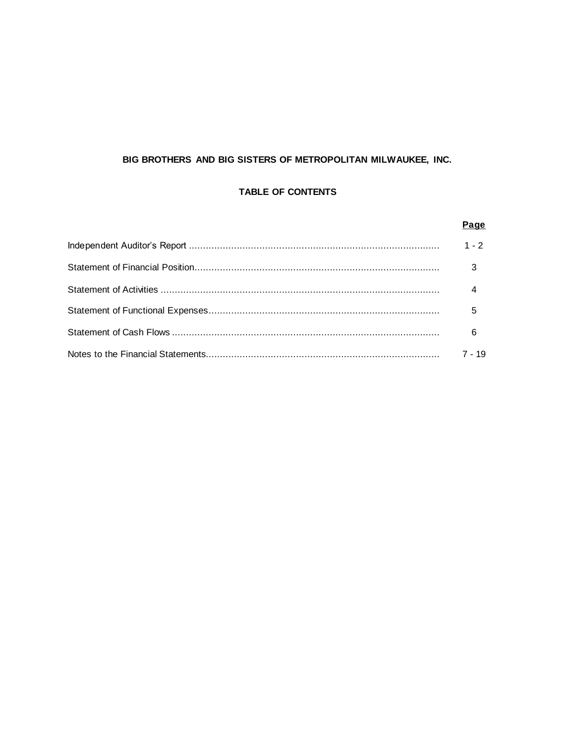# BIG BROTHERS AND BIG SISTERS OF METROPOLITAN MILWAUKEE, INC.

## TABLE OF CONTENTS

| | Page |
|---|---|
| Independent Auditor's Report | 1 - 2 |
| Statement of Financial Position | 3 |
| Statement of Activities | 4 |
| Statement of Functional Expenses | 5 |
| Statement of Cash Flows | 6 |
| Notes to the Financial Statements | 7 - 19 |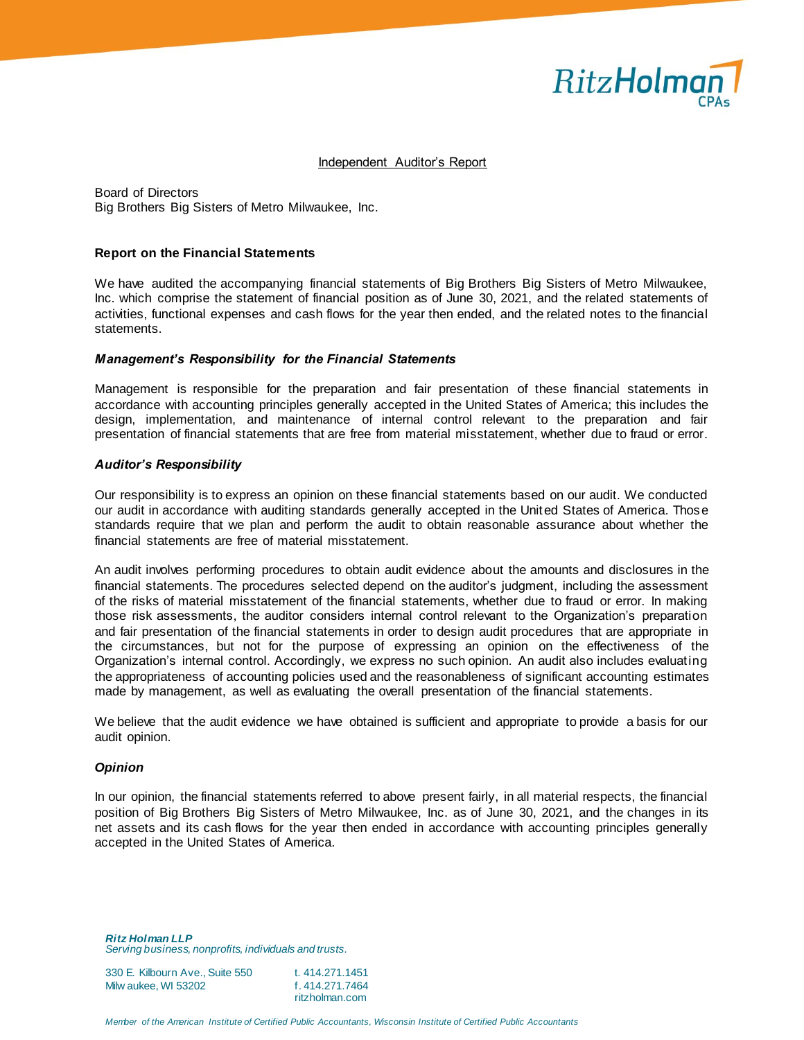RitzHolman CPAs

## Independent Auditor's Report

Board of Directors
Big Brothers Big Sisters of Metro Milwaukee, Inc.

### Report on the Financial Statements

We have audited the accompanying financial statements of Big Brothers Big Sisters of Metro Milwaukee, Inc. which comprise the statement of financial position as of June 30, 2021, and the related statements of activities, functional expenses and cash flows for the year then ended, and the related notes to the financial statements.

### *Management's Responsibility for the Financial Statements*

Management is responsible for the preparation and fair presentation of these financial statements in accordance with accounting principles generally accepted in the United States of America; this includes the design, implementation, and maintenance of internal control relevant to the preparation and fair presentation of financial statements that are free from material misstatement, whether due to fraud or error.

### *Auditor's Responsibility*

Our responsibility is to express an opinion on these financial statements based on our audit. We conducted our audit in accordance with auditing standards generally accepted in the United States of America. Those standards require that we plan and perform the audit to obtain reasonable assurance about whether the financial statements are free of material misstatement.

An audit involves performing procedures to obtain audit evidence about the amounts and disclosures in the financial statements. The procedures selected depend on the auditor's judgment, including the assessment of the risks of material misstatement of the financial statements, whether due to fraud or error. In making those risk assessments, the auditor considers internal control relevant to the Organization's preparation and fair presentation of the financial statements in order to design audit procedures that are appropriate in the circumstances, but not for the purpose of expressing an opinion on the effectiveness of the Organization's internal control. Accordingly, we express no such opinion. An audit also includes evaluating the appropriateness of accounting policies used and the reasonableness of significant accounting estimates made by management, as well as evaluating the overall presentation of the financial statements.

We believe that the audit evidence we have obtained is sufficient and appropriate to provide a basis for our audit opinion.

### *Opinion*

In our opinion, the financial statements referred to above present fairly, in all material respects, the financial position of Big Brothers Big Sisters of Metro Milwaukee, Inc. as of June 30, 2021, and the changes in its net assets and its cash flows for the year then ended in accordance with accounting principles generally accepted in the United States of America.

***Ritz Holman LLP***
*Serving business, nonprofits, individuals and trusts.*

330 E. Kilbourn Ave., Suite 550
Milwaukee, WI 53202

t. 414.271.1451
f. 414.271.7464
ritzholman.com

*Member of the American Institute of Certified Public Accountants, Wisconsin Institute of Certified Public Accountants*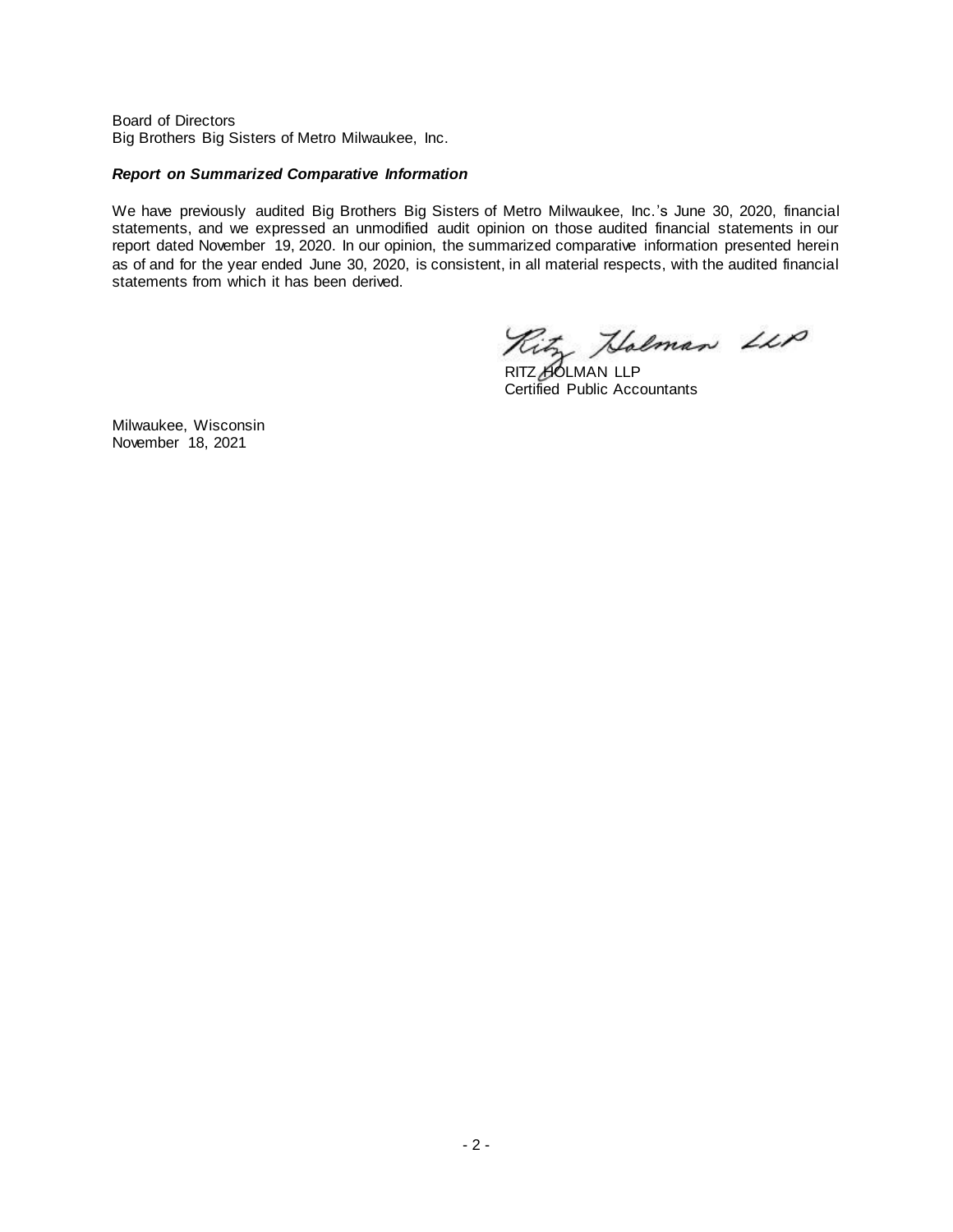Board of Directors
Big Brothers Big Sisters of Metro Milwaukee, Inc.

***Report on Summarized Comparative Information***

We have previously audited Big Brothers Big Sisters of Metro Milwaukee, Inc.'s June 30, 2020, financial statements, and we expressed an unmodified audit opinion on those audited financial statements in our report dated November 19, 2020. In our opinion, the summarized comparative information presented herein as of and for the year ended June 30, 2020, is consistent, in all material respects, with the audited financial statements from which it has been derived.

RITZ HOLMAN LLP
Certified Public Accountants

Milwaukee, Wisconsin
November 18, 2021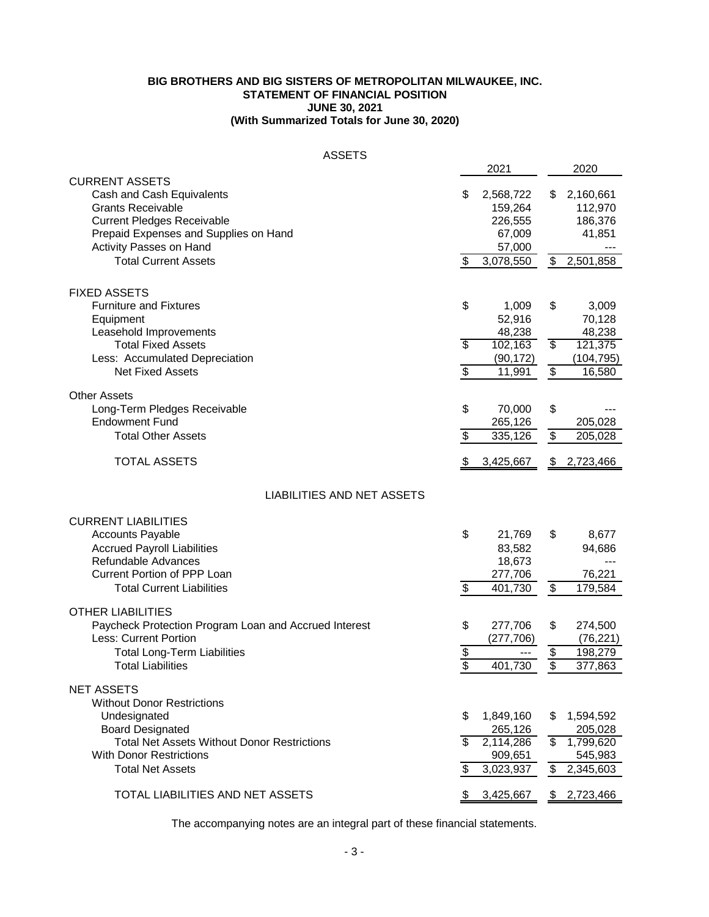**BIG BROTHERS AND BIG SISTERS OF METROPOLITAN MILWAUKEE, INC.**
**STATEMENT OF FINANCIAL POSITION**
**JUNE 30, 2021**
**(With Summarized Totals for June 30, 2020)**

ASSETS

| | 2021 | 2020 |
|---|---|---|
| CURRENT ASSETS | | |
| Cash and Cash Equivalents | $ 2,568,722 | $ 2,160,661 |
| Grants Receivable | 159,264 | 112,970 |
| Current Pledges Receivable | 226,555 | 186,376 |
| Prepaid Expenses and Supplies on Hand | 67,009 | 41,851 |
| Activity Passes on Hand | 57,000 | --- |
| Total Current Assets | $ 3,078,550 | $ 2,501,858 |
| FIXED ASSETS | | |
| Furniture and Fixtures | $ 1,009 | $ 3,009 |
| Equipment | 52,916 | 70,128 |
| Leasehold Improvements | 48,238 | 48,238 |
| Total Fixed Assets | $ 102,163 | $ 121,375 |
| Less: Accumulated Depreciation | (90,172) | (104,795) |
| Net Fixed Assets | $ 11,991 | $ 16,580 |
| Other Assets | | |
| Long-Term Pledges Receivable | $ 70,000 | $ --- |
| Endowment Fund | 265,126 | 205,028 |
| Total Other Assets | $ 335,126 | $ 205,028 |
| TOTAL ASSETS | $ 3,425,667 | $ 2,723,466 |

LIABILITIES AND NET ASSETS

| | 2021 | 2020 |
|---|---|---|
| CURRENT LIABILITIES | | |
| Accounts Payable | $ 21,769 | $ 8,677 |
| Accrued Payroll Liabilities | 83,582 | 94,686 |
| Refundable Advances | 18,673 | --- |
| Current Portion of PPP Loan | 277,706 | 76,221 |
| Total Current Liabilities | $ 401,730 | $ 179,584 |
| OTHER LIABILITIES | | |
| Paycheck Protection Program Loan and Accrued Interest | $ 277,706 | $ 274,500 |
| Less: Current Portion | (277,706) | (76,221) |
| Total Long-Term Liabilities | $ --- | $ 198,279 |
| Total Liabilities | $ 401,730 | $ 377,863 |
| NET ASSETS | | |
| Without Donor Restrictions | | |
| Undesignated | $ 1,849,160 | $ 1,594,592 |
| Board Designated | 265,126 | 205,028 |
| Total Net Assets Without Donor Restrictions | $ 2,114,286 | $ 1,799,620 |
| With Donor Restrictions | 909,651 | 545,983 |
| Total Net Assets | $ 3,023,937 | $ 2,345,603 |
| TOTAL LIABILITIES AND NET ASSETS | $ 3,425,667 | $ 2,723,466 |

The accompanying notes are an integral part of these financial statements.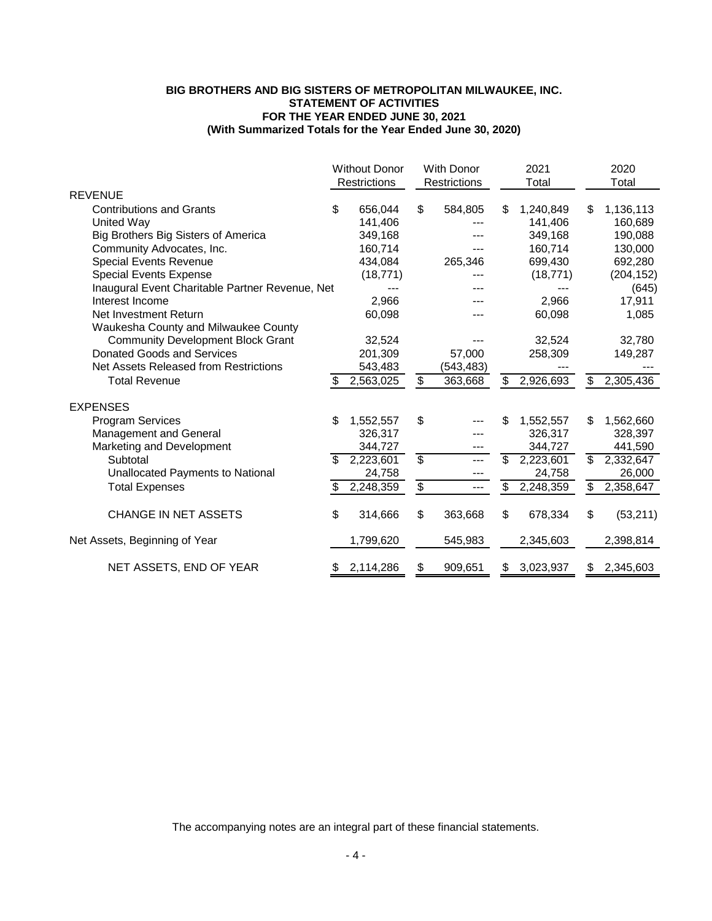**BIG BROTHERS AND BIG SISTERS OF METROPOLITAN MILWAUKEE, INC.**
**STATEMENT OF ACTIVITIES**
**FOR THE YEAR ENDED JUNE 30, 2021**
**(With Summarized Totals for the Year Ended June 30, 2020)**

| | Without Donor Restrictions | With Donor Restrictions | 2021 Total | 2020 Total |
|---|---|---|---|---|
| REVENUE | | | | |
| Contributions and Grants | $ 656,044 | $ 584,805 | $ 1,240,849 | $ 1,136,113 |
| United Way | 141,406 | --- | 141,406 | 160,689 |
| Big Brothers Big Sisters of America | 349,168 | --- | 349,168 | 190,088 |
| Community Advocates, Inc. | 160,714 | --- | 160,714 | 130,000 |
| Special Events Revenue | 434,084 | 265,346 | 699,430 | 692,280 |
| Special Events Expense | (18,771) | --- | (18,771) | (204,152) |
| Inaugural Event Charitable Partner Revenue, Net | --- | --- | --- | (645) |
| Interest Income | 2,966 | --- | 2,966 | 17,911 |
| Net Investment Return | 60,098 | --- | 60,098 | 1,085 |
| Waukesha County and Milwaukee County Community Development Block Grant | 32,524 | --- | 32,524 | 32,780 |
| Donated Goods and Services | 201,309 | 57,000 | 258,309 | 149,287 |
| Net Assets Released from Restrictions | 543,483 | (543,483) | --- | --- |
| Total Revenue | $ 2,563,025 | $ 363,668 | $ 2,926,693 | $ 2,305,436 |
| EXPENSES | | | | |
| Program Services | $ 1,552,557 | $ --- | $ 1,552,557 | $ 1,562,660 |
| Management and General | 326,317 | --- | 326,317 | 328,397 |
| Marketing and Development | 344,727 | --- | 344,727 | 441,590 |
| Subtotal | $ 2,223,601 | $ --- | $ 2,223,601 | $ 2,332,647 |
| Unallocated Payments to National | 24,758 | --- | 24,758 | 26,000 |
| Total Expenses | $ 2,248,359 | $ --- | $ 2,248,359 | $ 2,358,647 |
| CHANGE IN NET ASSETS | $ 314,666 | $ 363,668 | $ 678,334 | $ (53,211) |
| Net Assets, Beginning of Year | 1,799,620 | 545,983 | 2,345,603 | 2,398,814 |
| NET ASSETS, END OF YEAR | $ 2,114,286 | $ 909,651 | $ 3,023,937 | $ 2,345,603 |

The accompanying notes are an integral part of these financial statements.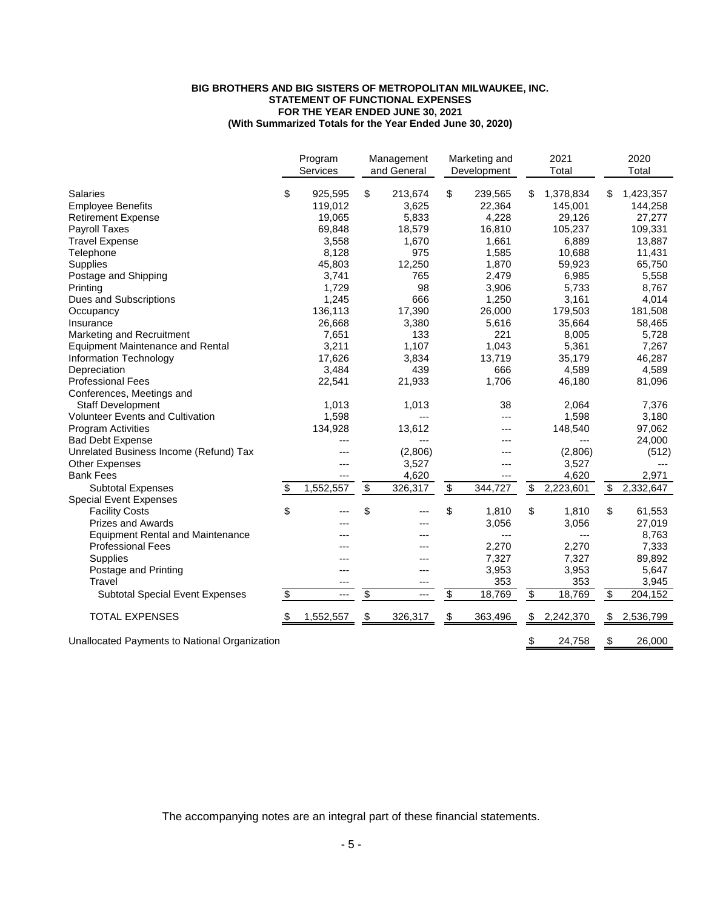**BIG BROTHERS AND BIG SISTERS OF METROPOLITAN MILWAUKEE, INC.**
**STATEMENT OF FUNCTIONAL EXPENSES**
**FOR THE YEAR ENDED JUNE 30, 2021**
**(With Summarized Totals for the Year Ended June 30, 2020)**

| | Program Services | Management and General | Marketing and Development | 2021 Total | 2020 Total |
|---|---|---|---|---|---|
| Salaries | $ 925,595 | $ 213,674 | $ 239,565 | $ 1,378,834 | $ 1,423,357 |
| Employee Benefits | 119,012 | 3,625 | 22,364 | 145,001 | 144,258 |
| Retirement Expense | 19,065 | 5,833 | 4,228 | 29,126 | 27,277 |
| Payroll Taxes | 69,848 | 18,579 | 16,810 | 105,237 | 109,331 |
| Travel Expense | 3,558 | 1,670 | 1,661 | 6,889 | 13,887 |
| Telephone | 8,128 | 975 | 1,585 | 10,688 | 11,431 |
| Supplies | 45,803 | 12,250 | 1,870 | 59,923 | 65,750 |
| Postage and Shipping | 3,741 | 765 | 2,479 | 6,985 | 5,558 |
| Printing | 1,729 | 98 | 3,906 | 5,733 | 8,767 |
| Dues and Subscriptions | 1,245 | 666 | 1,250 | 3,161 | 4,014 |
| Occupancy | 136,113 | 17,390 | 26,000 | 179,503 | 181,508 |
| Insurance | 26,668 | 3,380 | 5,616 | 35,664 | 58,465 |
| Marketing and Recruitment | 7,651 | 133 | 221 | 8,005 | 5,728 |
| Equipment Maintenance and Rental | 3,211 | 1,107 | 1,043 | 5,361 | 7,267 |
| Information Technology | 17,626 | 3,834 | 13,719 | 35,179 | 46,287 |
| Depreciation | 3,484 | 439 | 666 | 4,589 | 4,589 |
| Professional Fees | 22,541 | 21,933 | 1,706 | 46,180 | 81,096 |
| Conferences, Meetings and Staff Development | 1,013 | 1,013 | 38 | 2,064 | 7,376 |
| Volunteer Events and Cultivation | 1,598 | --- | --- | 1,598 | 3,180 |
| Program Activities | 134,928 | 13,612 | --- | 148,540 | 97,062 |
| Bad Debt Expense | --- | --- | --- | --- | 24,000 |
| Unrelated Business Income (Refund) Tax | --- | (2,806) | --- | (2,806) | (512) |
| Other Expenses | --- | 3,527 | --- | 3,527 | --- |
| Bank Fees | --- | 4,620 | --- | 4,620 | 2,971 |
| Subtotal Expenses | $ 1,552,557 | $ 326,317 | $ 344,727 | $ 2,223,601 | $ 2,332,647 |
| Special Event Expenses | | | | | |
| Facility Costs | $ --- | $ --- | $ 1,810 | $ 1,810 | $ 61,553 |
| Prizes and Awards | --- | --- | 3,056 | 3,056 | 27,019 |
| Equipment Rental and Maintenance | --- | --- | --- | --- | 8,763 |
| Professional Fees | --- | --- | 2,270 | 2,270 | 7,333 |
| Supplies | --- | --- | 7,327 | 7,327 | 89,892 |
| Postage and Printing | --- | --- | 3,953 | 3,953 | 5,647 |
| Travel | --- | --- | 353 | 353 | 3,945 |
| Subtotal Special Event Expenses | $ --- | $ --- | $ 18,769 | $ 18,769 | $ 204,152 |
| TOTAL EXPENSES | $ 1,552,557 | $ 326,317 | $ 363,496 | $ 2,242,370 | $ 2,536,799 |
| Unallocated Payments to National Organization | | | | $ 24,758 | $ 26,000 |

The accompanying notes are an integral part of these financial statements.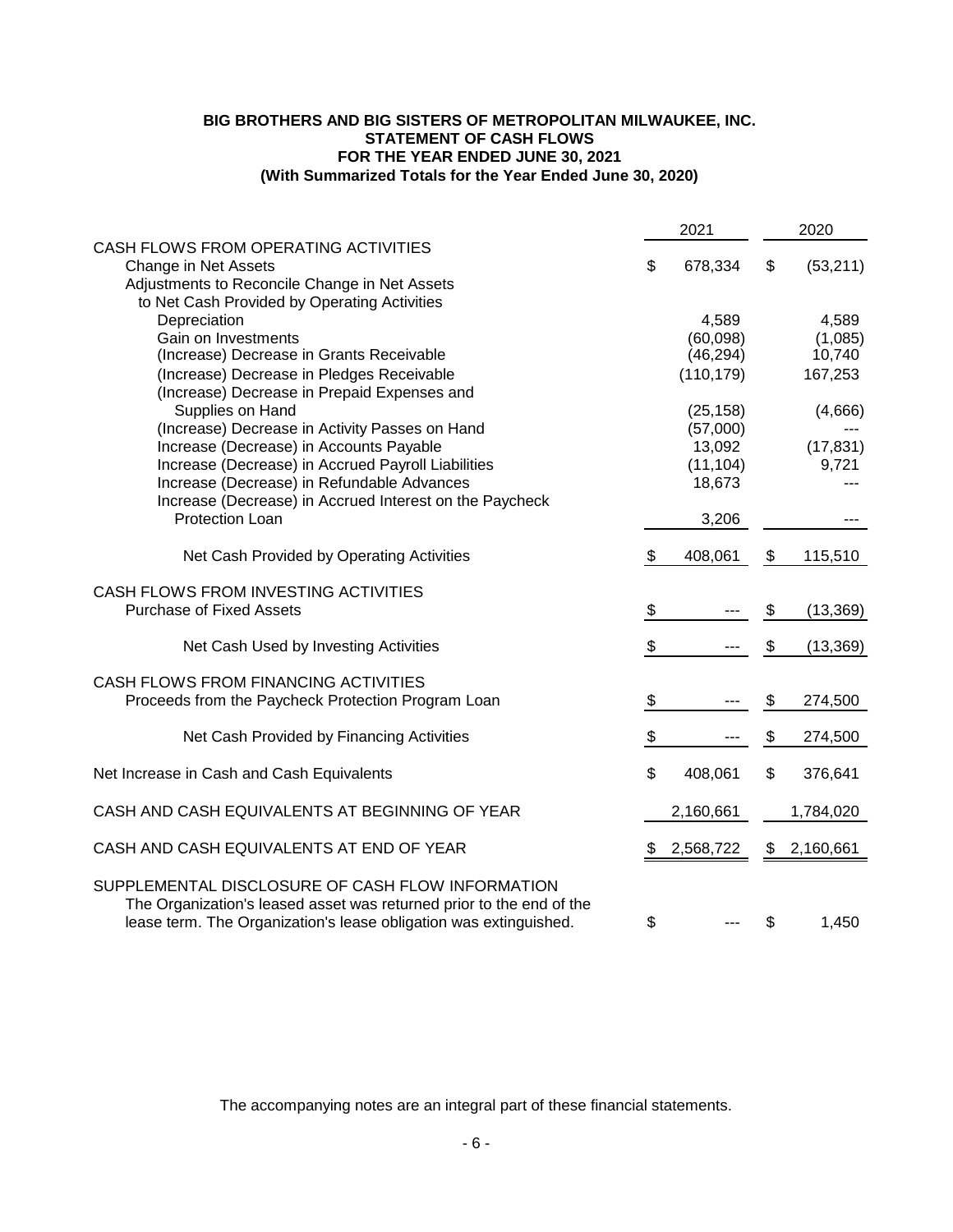**BIG BROTHERS AND BIG SISTERS OF METROPOLITAN MILWAUKEE, INC.**
**STATEMENT OF CASH FLOWS**
**FOR THE YEAR ENDED JUNE 30, 2021**
**(With Summarized Totals for the Year Ended June 30, 2020)**

| | 2021 | 2020 |
|---|---|---|
| CASH FLOWS FROM OPERATING ACTIVITIES | | |
| Change in Net Assets | $ 678,334 | $ (53,211) |
| Adjustments to Reconcile Change in Net Assets to Net Cash Provided by Operating Activities | | |
| Depreciation | 4,589 | 4,589 |
| Gain on Investments | (60,098) | (1,085) |
| (Increase) Decrease in Grants Receivable | (46,294) | 10,740 |
| (Increase) Decrease in Pledges Receivable | (110,179) | 167,253 |
| (Increase) Decrease in Prepaid Expenses and Supplies on Hand | (25,158) | (4,666) |
| (Increase) Decrease in Activity Passes on Hand | (57,000) | --- |
| Increase (Decrease) in Accounts Payable | 13,092 | (17,831) |
| Increase (Decrease) in Accrued Payroll Liabilities | (11,104) | 9,721 |
| Increase (Decrease) in Refundable Advances | 18,673 | --- |
| Increase (Decrease) in Accrued Interest on the Paycheck Protection Loan | 3,206 | --- |
| Net Cash Provided by Operating Activities | $ 408,061 | $ 115,510 |
| CASH FLOWS FROM INVESTING ACTIVITIES | | |
| Purchase of Fixed Assets | $ --- | $ (13,369) |
| Net Cash Used by Investing Activities | $ --- | $ (13,369) |
| CASH FLOWS FROM FINANCING ACTIVITIES | | |
| Proceeds from the Paycheck Protection Program Loan | $ --- | $ 274,500 |
| Net Cash Provided by Financing Activities | $ --- | $ 274,500 |
| Net Increase in Cash and Cash Equivalents | $ 408,061 | $ 376,641 |
| CASH AND CASH EQUIVALENTS AT BEGINNING OF YEAR | 2,160,661 | 1,784,020 |
| CASH AND CASH EQUIVALENTS AT END OF YEAR | $ 2,568,722 | $ 2,160,661 |
| SUPPLEMENTAL DISCLOSURE OF CASH FLOW INFORMATION | | |
| The Organization's leased asset was returned prior to the end of the lease term. The Organization's lease obligation was extinguished. | $ --- | $ 1,450 |

The accompanying notes are an integral part of these financial statements.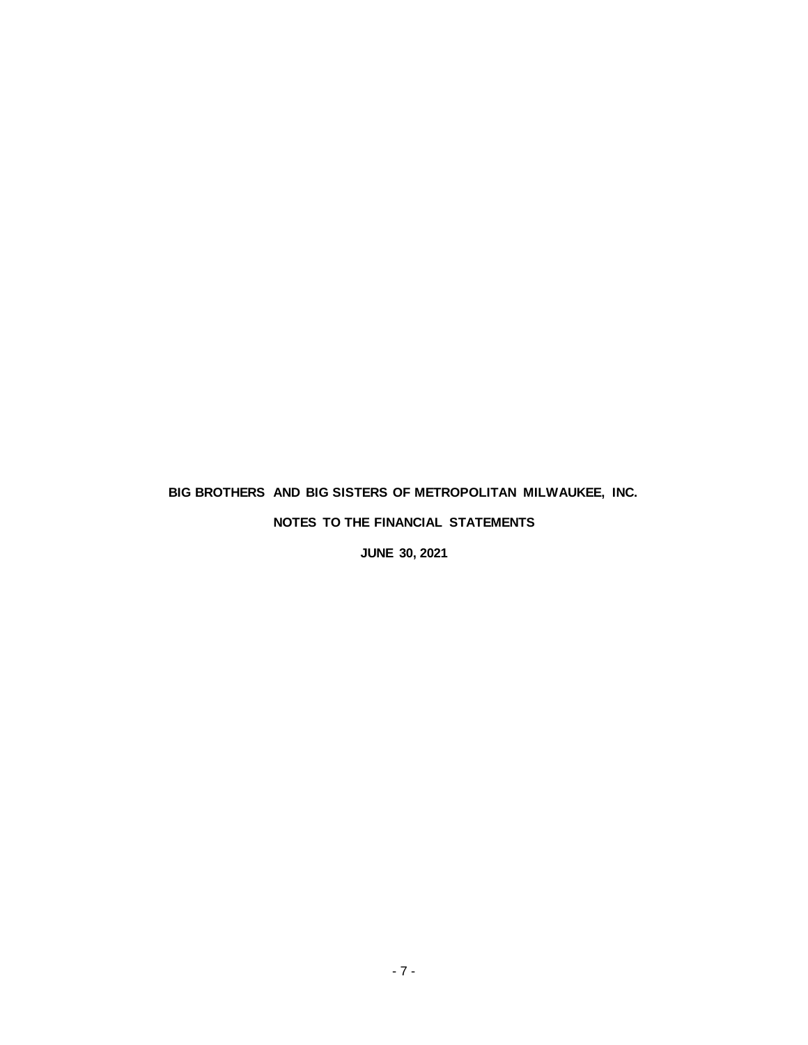**BIG BROTHERS AND BIG SISTERS OF METROPOLITAN MILWAUKEE, INC.**

**NOTES TO THE FINANCIAL STATEMENTS**

**JUNE 30, 2021**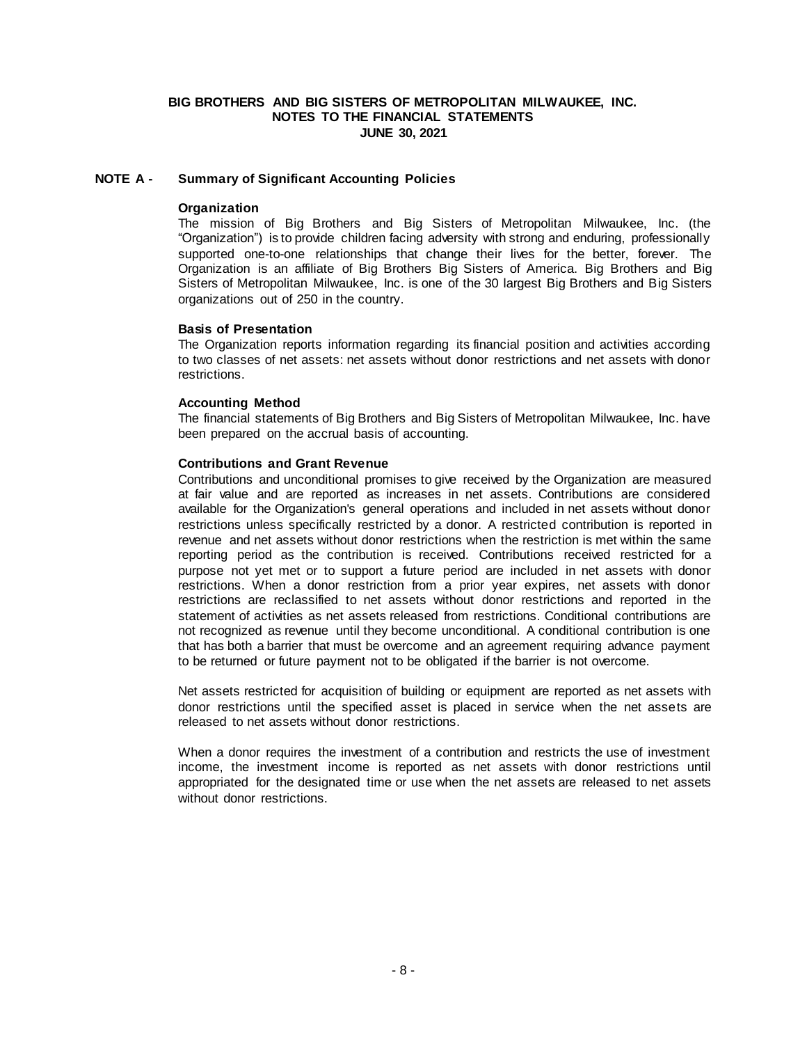**BIG BROTHERS AND BIG SISTERS OF METROPOLITAN MILWAUKEE, INC.**
**NOTES TO THE FINANCIAL STATEMENTS**
**JUNE 30, 2021**

## NOTE A - Summary of Significant Accounting Policies

### Organization

The mission of Big Brothers and Big Sisters of Metropolitan Milwaukee, Inc. (the "Organization") is to provide children facing adversity with strong and enduring, professionally supported one-to-one relationships that change their lives for the better, forever. The Organization is an affiliate of Big Brothers Big Sisters of America. Big Brothers and Big Sisters of Metropolitan Milwaukee, Inc. is one of the 30 largest Big Brothers and Big Sisters organizations out of 250 in the country.

### Basis of Presentation

The Organization reports information regarding its financial position and activities according to two classes of net assets: net assets without donor restrictions and net assets with donor restrictions.

### Accounting Method

The financial statements of Big Brothers and Big Sisters of Metropolitan Milwaukee, Inc. have been prepared on the accrual basis of accounting.

### Contributions and Grant Revenue

Contributions and unconditional promises to give received by the Organization are measured at fair value and are reported as increases in net assets. Contributions are considered available for the Organization's general operations and included in net assets without donor restrictions unless specifically restricted by a donor. A restricted contribution is reported in revenue and net assets without donor restrictions when the restriction is met within the same reporting period as the contribution is received. Contributions received restricted for a purpose not yet met or to support a future period are included in net assets with donor restrictions. When a donor restriction from a prior year expires, net assets with donor restrictions are reclassified to net assets without donor restrictions and reported in the statement of activities as net assets released from restrictions. Conditional contributions are not recognized as revenue until they become unconditional. A conditional contribution is one that has both a barrier that must be overcome and an agreement requiring advance payment to be returned or future payment not to be obligated if the barrier is not overcome.

Net assets restricted for acquisition of building or equipment are reported as net assets with donor restrictions until the specified asset is placed in service when the net assets are released to net assets without donor restrictions.

When a donor requires the investment of a contribution and restricts the use of investment income, the investment income is reported as net assets with donor restrictions until appropriated for the designated time or use when the net assets are released to net assets without donor restrictions.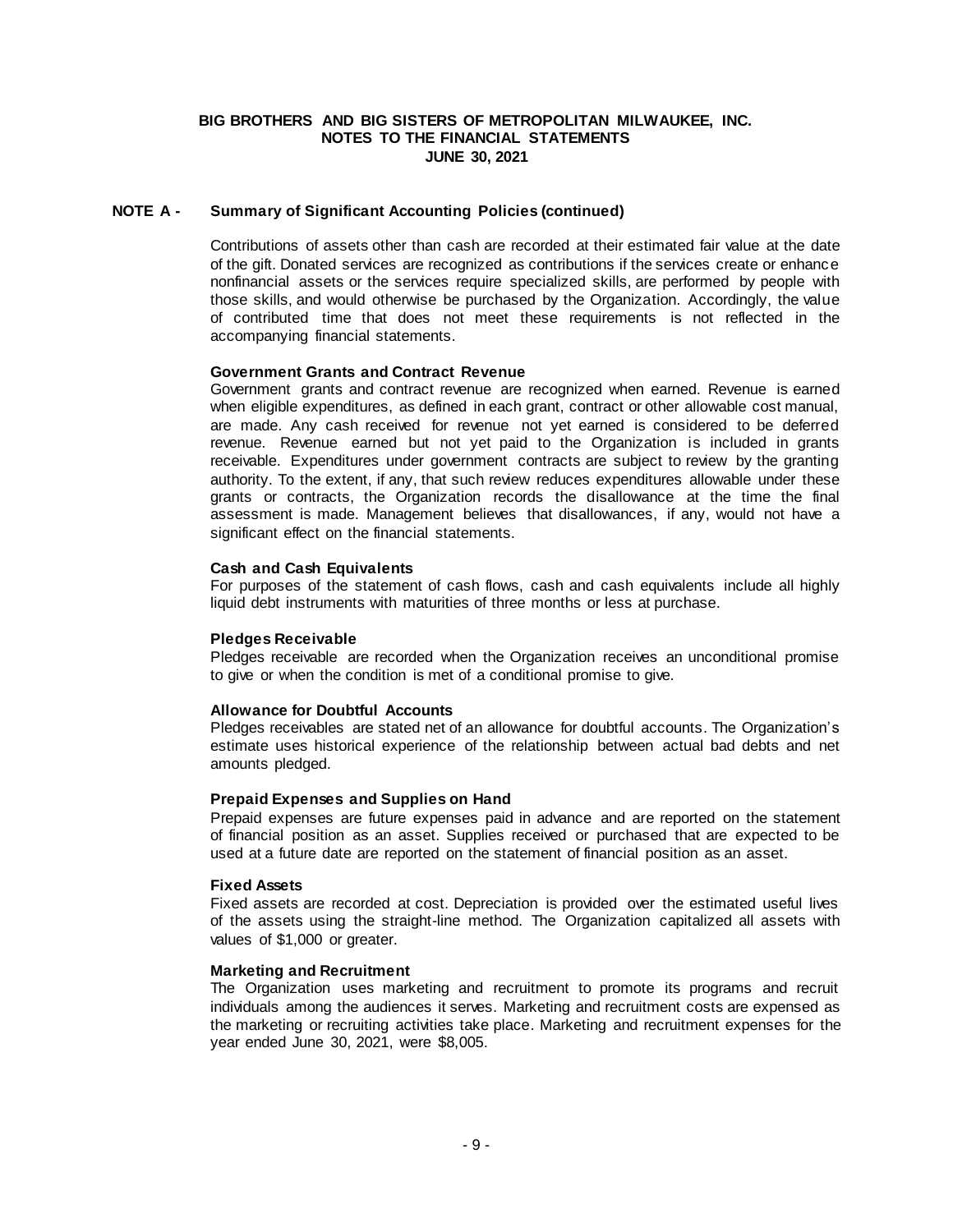**BIG BROTHERS AND BIG SISTERS OF METROPOLITAN MILWAUKEE, INC.**
**NOTES TO THE FINANCIAL STATEMENTS**
**JUNE 30, 2021**

## NOTE A - Summary of Significant Accounting Policies (continued)

Contributions of assets other than cash are recorded at their estimated fair value at the date of the gift. Donated services are recognized as contributions if the services create or enhance nonfinancial assets or the services require specialized skills, are performed by people with those skills, and would otherwise be purchased by the Organization. Accordingly, the value of contributed time that does not meet these requirements is not reflected in the accompanying financial statements.

**Government Grants and Contract Revenue**
Government grants and contract revenue are recognized when earned. Revenue is earned when eligible expenditures, as defined in each grant, contract or other allowable cost manual, are made. Any cash received for revenue not yet earned is considered to be deferred revenue. Revenue earned but not yet paid to the Organization is included in grants receivable. Expenditures under government contracts are subject to review by the granting authority. To the extent, if any, that such review reduces expenditures allowable under these grants or contracts, the Organization records the disallowance at the time the final assessment is made. Management believes that disallowances, if any, would not have a significant effect on the financial statements.

**Cash and Cash Equivalents**
For purposes of the statement of cash flows, cash and cash equivalents include all highly liquid debt instruments with maturities of three months or less at purchase.

**Pledges Receivable**
Pledges receivable are recorded when the Organization receives an unconditional promise to give or when the condition is met of a conditional promise to give.

**Allowance for Doubtful Accounts**
Pledges receivables are stated net of an allowance for doubtful accounts. The Organization's estimate uses historical experience of the relationship between actual bad debts and net amounts pledged.

**Prepaid Expenses and Supplies on Hand**
Prepaid expenses are future expenses paid in advance and are reported on the statement of financial position as an asset. Supplies received or purchased that are expected to be used at a future date are reported on the statement of financial position as an asset.

**Fixed Assets**
Fixed assets are recorded at cost. Depreciation is provided over the estimated useful lives of the assets using the straight-line method. The Organization capitalized all assets with values of $1,000 or greater.

**Marketing and Recruitment**
The Organization uses marketing and recruitment to promote its programs and recruit individuals among the audiences it serves. Marketing and recruitment costs are expensed as the marketing or recruiting activities take place. Marketing and recruitment expenses for the year ended June 30, 2021, were $8,005.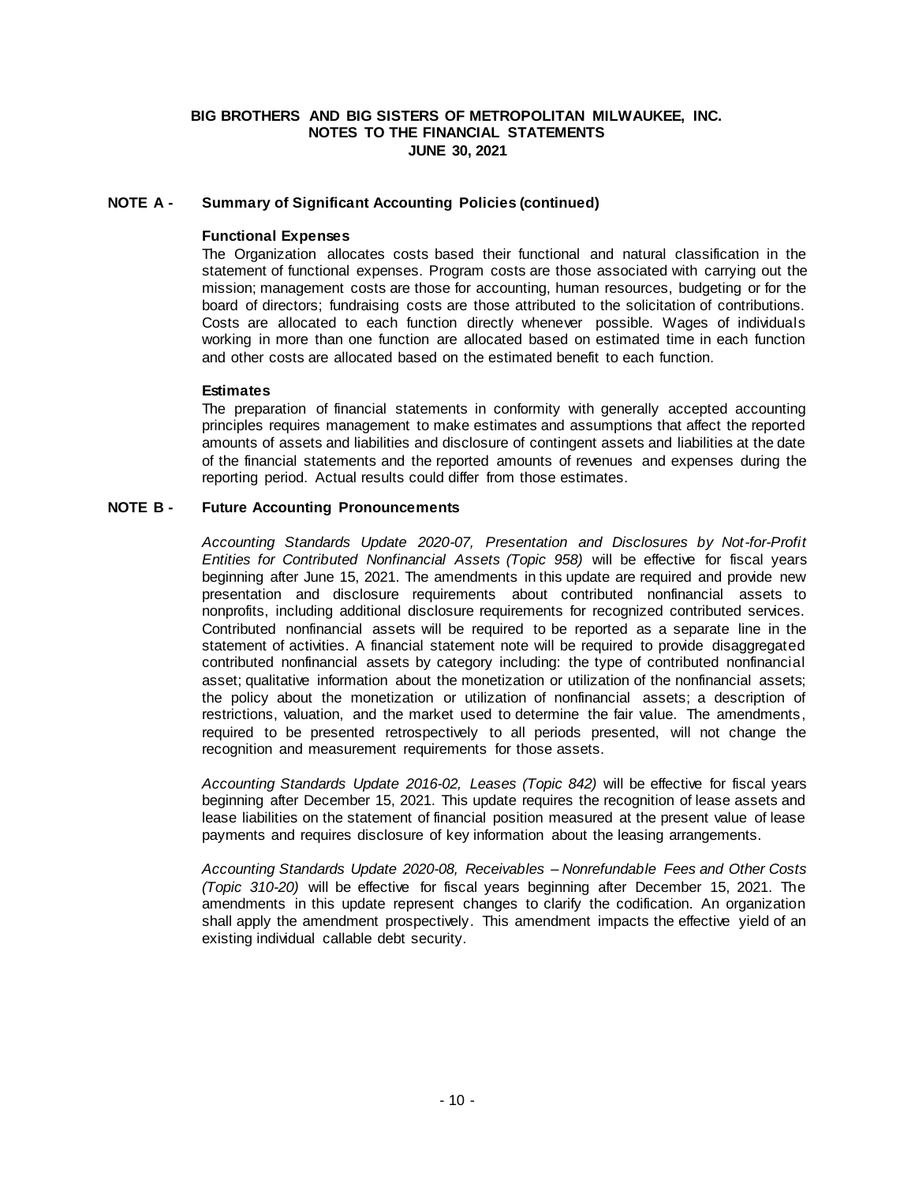**BIG BROTHERS AND BIG SISTERS OF METROPOLITAN MILWAUKEE, INC.**
**NOTES TO THE FINANCIAL STATEMENTS**
**JUNE 30, 2021**

## NOTE A - Summary of Significant Accounting Policies (continued)

### Functional Expenses

The Organization allocates costs based their functional and natural classification in the statement of functional expenses. Program costs are those associated with carrying out the mission; management costs are those for accounting, human resources, budgeting or for the board of directors; fundraising costs are those attributed to the solicitation of contributions. Costs are allocated to each function directly whenever possible. Wages of individuals working in more than one function are allocated based on estimated time in each function and other costs are allocated based on the estimated benefit to each function.

### Estimates

The preparation of financial statements in conformity with generally accepted accounting principles requires management to make estimates and assumptions that affect the reported amounts of assets and liabilities and disclosure of contingent assets and liabilities at the date of the financial statements and the reported amounts of revenues and expenses during the reporting period. Actual results could differ from those estimates.

## NOTE B - Future Accounting Pronouncements

*Accounting Standards Update 2020-07, Presentation and Disclosures by Not-for-Profit Entities for Contributed Nonfinancial Assets (Topic 958)* will be effective for fiscal years beginning after June 15, 2021. The amendments in this update are required and provide new presentation and disclosure requirements about contributed nonfinancial assets to nonprofits, including additional disclosure requirements for recognized contributed services. Contributed nonfinancial assets will be required to be reported as a separate line in the statement of activities. A financial statement note will be required to provide disaggregated contributed nonfinancial assets by category including: the type of contributed nonfinancial asset; qualitative information about the monetization or utilization of the nonfinancial assets; the policy about the monetization or utilization of nonfinancial assets; a description of restrictions, valuation, and the market used to determine the fair value. The amendments, required to be presented retrospectively to all periods presented, will not change the recognition and measurement requirements for those assets.

*Accounting Standards Update 2016-02, Leases (Topic 842)* will be effective for fiscal years beginning after December 15, 2021. This update requires the recognition of lease assets and lease liabilities on the statement of financial position measured at the present value of lease payments and requires disclosure of key information about the leasing arrangements.

*Accounting Standards Update 2020-08, Receivables – Nonrefundable Fees and Other Costs (Topic 310-20)* will be effective for fiscal years beginning after December 15, 2021. The amendments in this update represent changes to clarify the codification. An organization shall apply the amendment prospectively. This amendment impacts the effective yield of an existing individual callable debt security.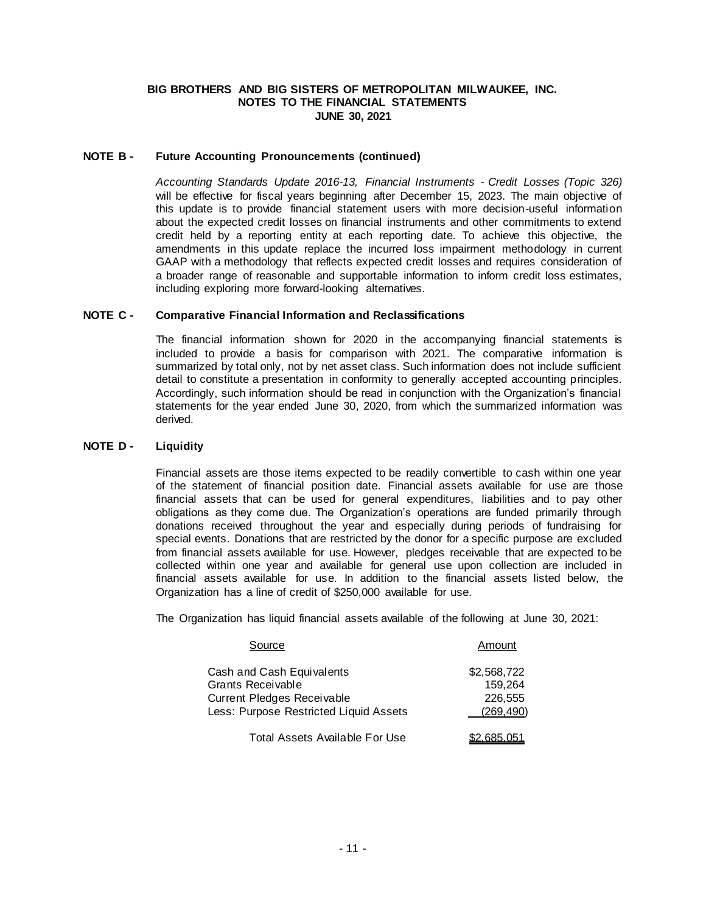**BIG BROTHERS AND BIG SISTERS OF METROPOLITAN MILWAUKEE, INC.**
**NOTES TO THE FINANCIAL STATEMENTS**
**JUNE 30, 2021**

## NOTE B - Future Accounting Pronouncements (continued)

*Accounting Standards Update 2016-13, Financial Instruments - Credit Losses (Topic 326)* will be effective for fiscal years beginning after December 15, 2023. The main objective of this update is to provide financial statement users with more decision-useful information about the expected credit losses on financial instruments and other commitments to extend credit held by a reporting entity at each reporting date. To achieve this objective, the amendments in this update replace the incurred loss impairment methodology in current GAAP with a methodology that reflects expected credit losses and requires consideration of a broader range of reasonable and supportable information to inform credit loss estimates, including exploring more forward-looking alternatives.

## NOTE C - Comparative Financial Information and Reclassifications

The financial information shown for 2020 in the accompanying financial statements is included to provide a basis for comparison with 2021. The comparative information is summarized by total only, not by net asset class. Such information does not include sufficient detail to constitute a presentation in conformity to generally accepted accounting principles. Accordingly, such information should be read in conjunction with the Organization's financial statements for the year ended June 30, 2020, from which the summarized information was derived.

## NOTE D - Liquidity

Financial assets are those items expected to be readily convertible to cash within one year of the statement of financial position date. Financial assets available for use are those financial assets that can be used for general expenditures, liabilities and to pay other obligations as they come due. The Organization's operations are funded primarily through donations received throughout the year and especially during periods of fundraising for special events. Donations that are restricted by the donor for a specific purpose are excluded from financial assets available for use. However, pledges receivable that are expected to be collected within one year and available for general use upon collection are included in financial assets available for use. In addition to the financial assets listed below, the Organization has a line of credit of $250,000 available for use.

The Organization has liquid financial assets available of the following at June 30, 2021:

| Source | Amount |
|---|---|
| Cash and Cash Equivalents | $2,568,722 |
| Grants Receivable | 159,264 |
| Current Pledges Receivable | 226,555 |
| Less: Purpose Restricted Liquid Assets | (269,490) |
| Total Assets Available For Use | $2,685,051 |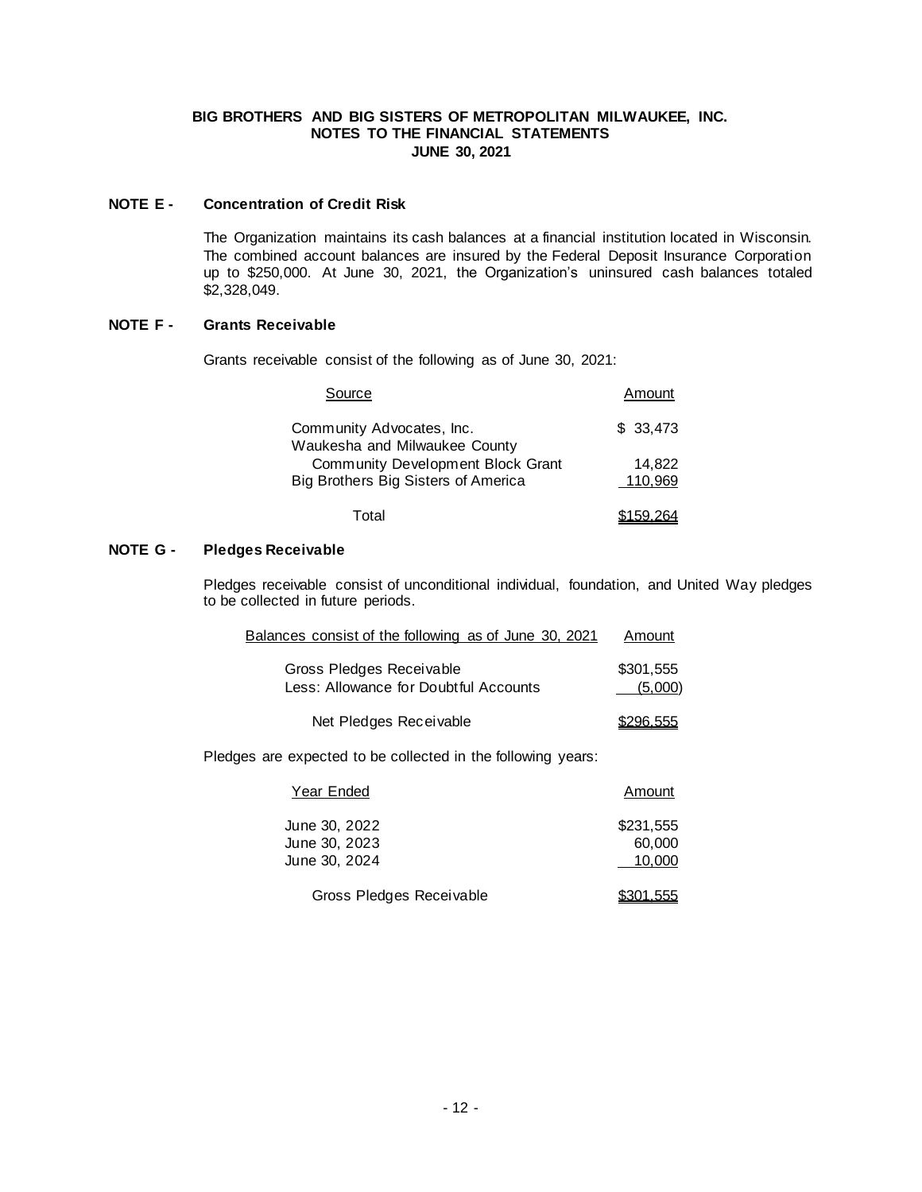**BIG BROTHERS AND BIG SISTERS OF METROPOLITAN MILWAUKEE, INC.**
**NOTES TO THE FINANCIAL STATEMENTS**
**JUNE 30, 2021**

## NOTE E - Concentration of Credit Risk

The Organization maintains its cash balances at a financial institution located in Wisconsin. The combined account balances are insured by the Federal Deposit Insurance Corporation up to $250,000. At June 30, 2021, the Organization's uninsured cash balances totaled $2,328,049.

## NOTE F - Grants Receivable

Grants receivable consist of the following as of June 30, 2021:

| Source | Amount |
|---|---|
| Community Advocates, Inc. | $ 33,473 |
| Waukesha and Milwaukee County Community Development Block Grant | 14,822 |
| Big Brothers Big Sisters of America | 110,969 |
| Total | $159,264 |

## NOTE G - Pledges Receivable

Pledges receivable consist of unconditional individual, foundation, and United Way pledges to be collected in future periods.

| Balances consist of the following as of June 30, 2021 | Amount |
|---|---|
| Gross Pledges Receivable | $301,555 |
| Less: Allowance for Doubtful Accounts | (5,000) |
| Net Pledges Receivable | $296,555 |

Pledges are expected to be collected in the following years:

| Year Ended | Amount |
|---|---|
| June 30, 2022 | $231,555 |
| June 30, 2023 | 60,000 |
| June 30, 2024 | 10,000 |
| Gross Pledges Receivable | $301,555 |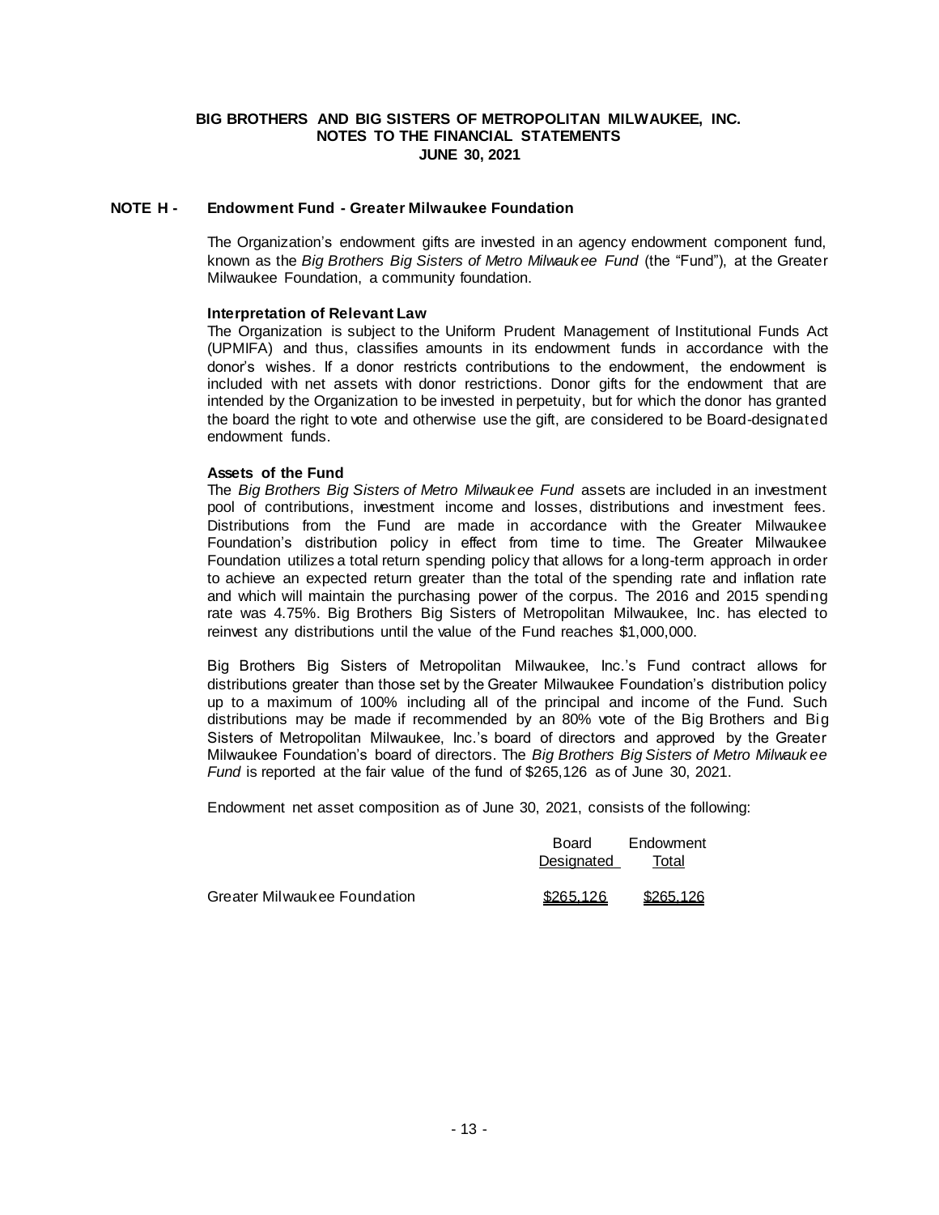**BIG BROTHERS AND BIG SISTERS OF METROPOLITAN MILWAUKEE, INC.**
**NOTES TO THE FINANCIAL STATEMENTS**
**JUNE 30, 2021**

## NOTE H - Endowment Fund - Greater Milwaukee Foundation

The Organization's endowment gifts are invested in an agency endowment component fund, known as the *Big Brothers Big Sisters of Metro Milwaukee Fund* (the "Fund"), at the Greater Milwaukee Foundation, a community foundation.

**Interpretation of Relevant Law**

The Organization is subject to the Uniform Prudent Management of Institutional Funds Act (UPMIFA) and thus, classifies amounts in its endowment funds in accordance with the donor's wishes. If a donor restricts contributions to the endowment, the endowment is included with net assets with donor restrictions. Donor gifts for the endowment that are intended by the Organization to be invested in perpetuity, but for which the donor has granted the board the right to vote and otherwise use the gift, are considered to be Board-designated endowment funds.

**Assets of the Fund**

The *Big Brothers Big Sisters of Metro Milwaukee Fund* assets are included in an investment pool of contributions, investment income and losses, distributions and investment fees. Distributions from the Fund are made in accordance with the Greater Milwaukee Foundation's distribution policy in effect from time to time. The Greater Milwaukee Foundation utilizes a total return spending policy that allows for a long-term approach in order to achieve an expected return greater than the total of the spending rate and inflation rate and which will maintain the purchasing power of the corpus. The 2016 and 2015 spending rate was 4.75%. Big Brothers Big Sisters of Metropolitan Milwaukee, Inc. has elected to reinvest any distributions until the value of the Fund reaches $1,000,000.

Big Brothers Big Sisters of Metropolitan Milwaukee, Inc.'s Fund contract allows for distributions greater than those set by the Greater Milwaukee Foundation's distribution policy up to a maximum of 100% including all of the principal and income of the Fund. Such distributions may be made if recommended by an 80% vote of the Big Brothers and Big Sisters of Metropolitan Milwaukee, Inc.'s board of directors and approved by the Greater Milwaukee Foundation's board of directors. The *Big Brothers Big Sisters of Metro Milwaukee Fund* is reported at the fair value of the fund of $265,126 as of June 30, 2021.

Endowment net asset composition as of June 30, 2021, consists of the following:

| | Board Designated | Endowment Total |
|---|---|---|
| Greater Milwaukee Foundation | $265,126 | $265,126 |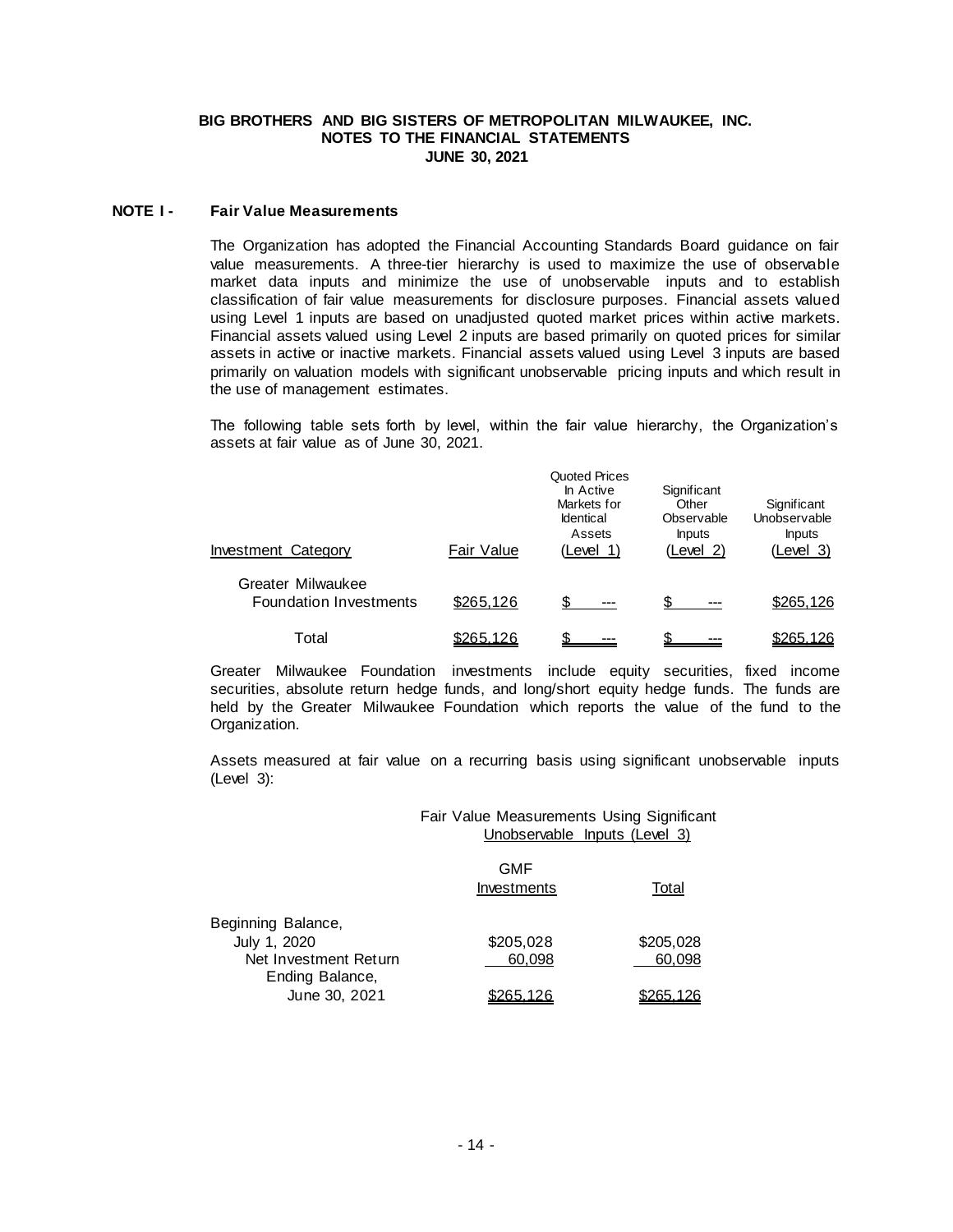**BIG BROTHERS AND BIG SISTERS OF METROPOLITAN MILWAUKEE, INC.**
**NOTES TO THE FINANCIAL STATEMENTS**
**JUNE 30, 2021**

## NOTE I - Fair Value Measurements

The Organization has adopted the Financial Accounting Standards Board guidance on fair value measurements. A three-tier hierarchy is used to maximize the use of observable market data inputs and minimize the use of unobservable inputs and to establish classification of fair value measurements for disclosure purposes. Financial assets valued using Level 1 inputs are based on unadjusted quoted market prices within active markets. Financial assets valued using Level 2 inputs are based primarily on quoted prices for similar assets in active or inactive markets. Financial assets valued using Level 3 inputs are based primarily on valuation models with significant unobservable pricing inputs and which result in the use of management estimates.

The following table sets forth by level, within the fair value hierarchy, the Organization's assets at fair value as of June 30, 2021.

| Investment Category | Fair Value | Quoted Prices In Active Markets for Identical Assets (Level 1) | Significant Other Observable Inputs (Level 2) | Significant Unobservable Inputs (Level 3) |
|---|---|---|---|---|
| Greater Milwaukee Foundation Investments | $265,126 | $ --- | $ --- | $265,126 |
| Total | $265,126 | $ --- | $ --- | $265,126 |

Greater Milwaukee Foundation investments include equity securities, fixed income securities, absolute return hedge funds, and long/short equity hedge funds. The funds are held by the Greater Milwaukee Foundation which reports the value of the fund to the Organization.

Assets measured at fair value on a recurring basis using significant unobservable inputs (Level 3):

| | Fair Value Measurements Using Significant Unobservable Inputs (Level 3) | |
|---|---|---|
| | GMF Investments | Total |
| Beginning Balance, July 1, 2020 | $205,028 | $205,028 |
| Net Investment Return | 60,098 | 60,098 |
| Ending Balance, June 30, 2021 | $265,126 | $265,126 |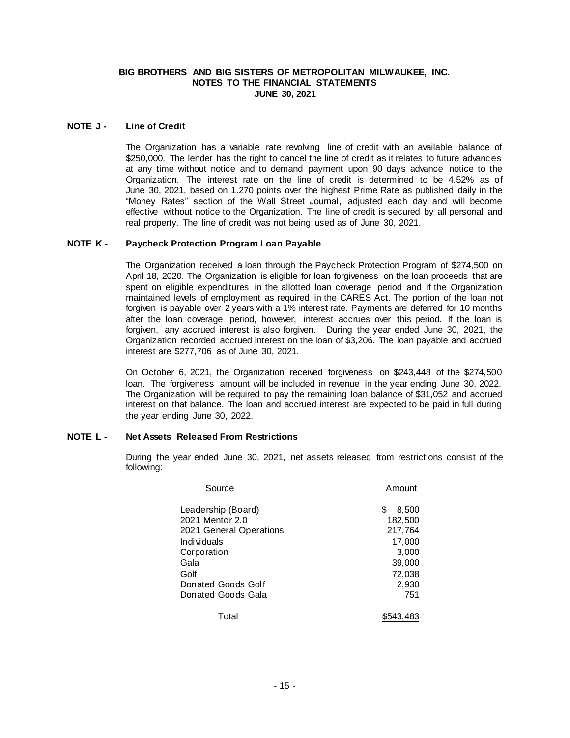**BIG BROTHERS AND BIG SISTERS OF METROPOLITAN MILWAUKEE, INC.**
**NOTES TO THE FINANCIAL STATEMENTS**
**JUNE 30, 2021**

## NOTE J - Line of Credit

The Organization has a variable rate revolving line of credit with an available balance of $250,000. The lender has the right to cancel the line of credit as it relates to future advances at any time without notice and to demand payment upon 90 days advance notice to the Organization. The interest rate on the line of credit is determined to be 4.52% as of June 30, 2021, based on 1.270 points over the highest Prime Rate as published daily in the "Money Rates" section of the Wall Street Journal, adjusted each day and will become effective without notice to the Organization. The line of credit is secured by all personal and real property. The line of credit was not being used as of June 30, 2021.

## NOTE K - Paycheck Protection Program Loan Payable

The Organization received a loan through the Paycheck Protection Program of $274,500 on April 18, 2020. The Organization is eligible for loan forgiveness on the loan proceeds that are spent on eligible expenditures in the allotted loan coverage period and if the Organization maintained levels of employment as required in the CARES Act. The portion of the loan not forgiven is payable over 2 years with a 1% interest rate. Payments are deferred for 10 months after the loan coverage period, however, interest accrues over this period. If the loan is forgiven, any accrued interest is also forgiven. During the year ended June 30, 2021, the Organization recorded accrued interest on the loan of $3,206. The loan payable and accrued interest are $277,706 as of June 30, 2021.

On October 6, 2021, the Organization received forgiveness on $243,448 of the $274,500 loan. The forgiveness amount will be included in revenue in the year ending June 30, 2022. The Organization will be required to pay the remaining loan balance of $31,052 and accrued interest on that balance. The loan and accrued interest are expected to be paid in full during the year ending June 30, 2022.

## NOTE L - Net Assets Released From Restrictions

During the year ended June 30, 2021, net assets released from restrictions consist of the following:

| Source | Amount |
|---|---|
| Leadership (Board) | $ 8,500 |
| 2021 Mentor 2.0 | 182,500 |
| 2021 General Operations | 217,764 |
| Individuals | 17,000 |
| Corporation | 3,000 |
| Gala | 39,000 |
| Golf | 72,038 |
| Donated Goods Golf | 2,930 |
| Donated Goods Gala | 751 |
| Total | $543,483 |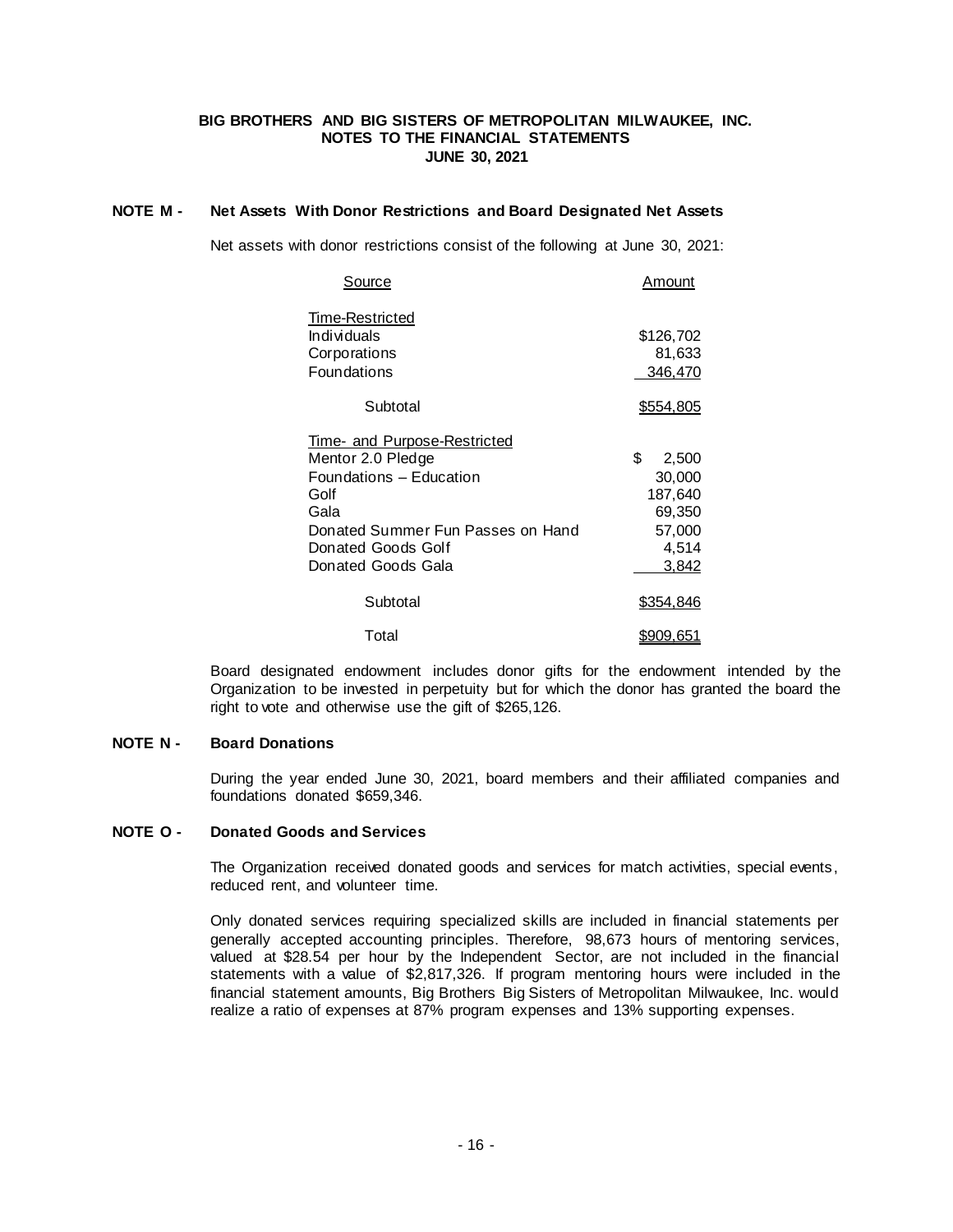# BIG BROTHERS AND BIG SISTERS OF METROPOLITAN MILWAUKEE, INC.
## NOTES TO THE FINANCIAL STATEMENTS
### JUNE 30, 2021

**NOTE M - Net Assets With Donor Restrictions and Board Designated Net Assets**

Net assets with donor restrictions consist of the following at June 30, 2021:

| Source | Amount |
|---|---|
| Time-Restricted | |
| Individuals | $126,702 |
| Corporations | 81,633 |
| Foundations | 346,470 |
| Subtotal | $554,805 |
| Time- and Purpose-Restricted | |
| Mentor 2.0 Pledge | $ 2,500 |
| Foundations – Education | 30,000 |
| Golf | 187,640 |
| Gala | 69,350 |
| Donated Summer Fun Passes on Hand | 57,000 |
| Donated Goods Golf | 4,514 |
| Donated Goods Gala | 3,842 |
| Subtotal | $354,846 |
| Total | $909,651 |

Board designated endowment includes donor gifts for the endowment intended by the Organization to be invested in perpetuity but for which the donor has granted the board the right to vote and otherwise use the gift of $265,126.

**NOTE N - Board Donations**

During the year ended June 30, 2021, board members and their affiliated companies and foundations donated $659,346.

**NOTE O - Donated Goods and Services**

The Organization received donated goods and services for match activities, special events, reduced rent, and volunteer time.

Only donated services requiring specialized skills are included in financial statements per generally accepted accounting principles. Therefore, 98,673 hours of mentoring services, valued at $28.54 per hour by the Independent Sector, are not included in the financial statements with a value of $2,817,326. If program mentoring hours were included in the financial statement amounts, Big Brothers Big Sisters of Metropolitan Milwaukee, Inc. would realize a ratio of expenses at 87% program expenses and 13% supporting expenses.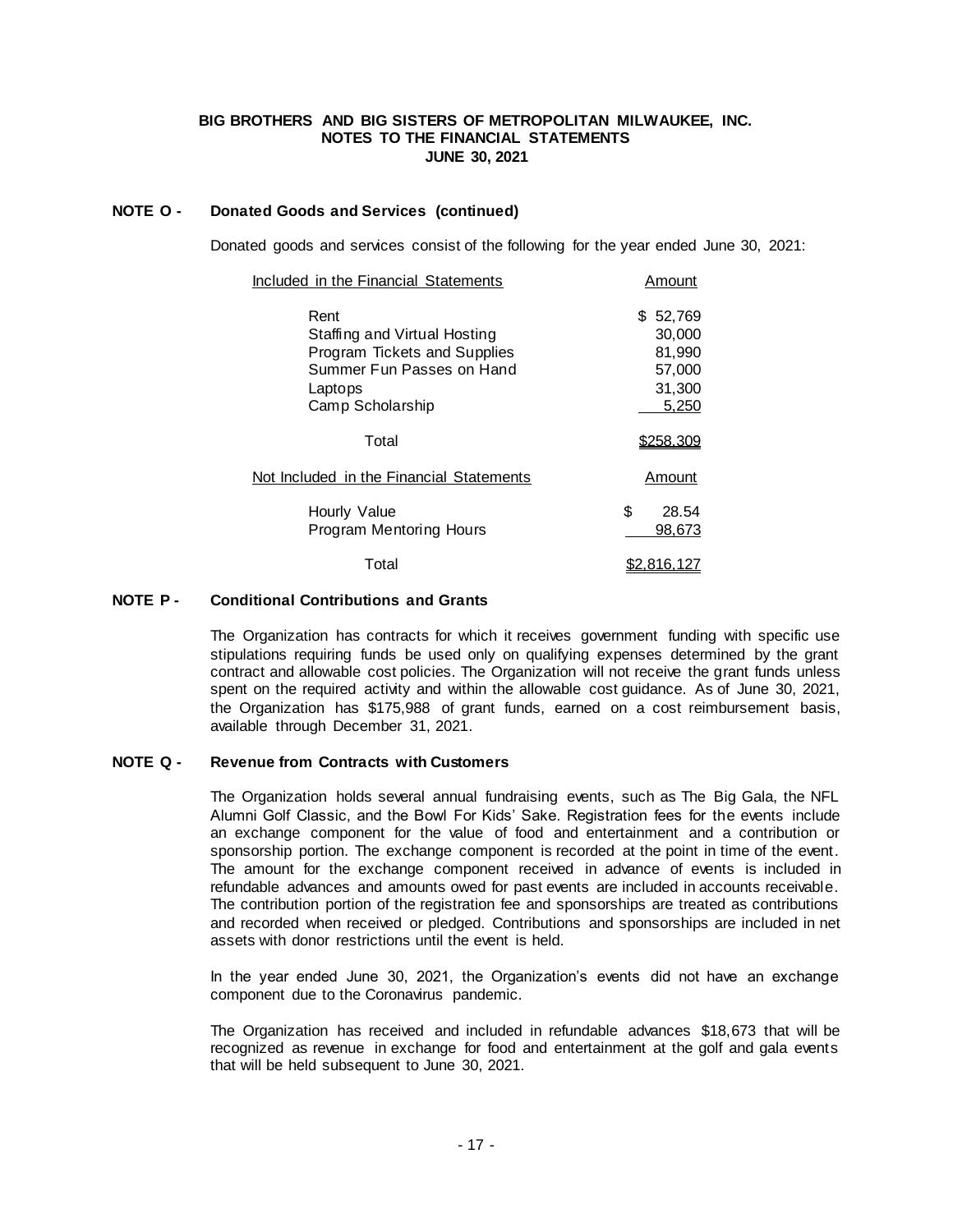**BIG BROTHERS AND BIG SISTERS OF METROPOLITAN MILWAUKEE, INC.**
**NOTES TO THE FINANCIAL STATEMENTS**
**JUNE 30, 2021**

## NOTE O - Donated Goods and Services (continued)

Donated goods and services consist of the following for the year ended June 30, 2021:

| Included in the Financial Statements | Amount |
|---|---|
| Rent | $ 52,769 |
| Staffing and Virtual Hosting | 30,000 |
| Program Tickets and Supplies | 81,990 |
| Summer Fun Passes on Hand | 57,000 |
| Laptops | 31,300 |
| Camp Scholarship | 5,250 |
| Total | $258,309 |
| **Not Included in the Financial Statements** | **Amount** |
| Hourly Value | $ 28.54 |
| Program Mentoring Hours | 98,673 |
| Total | $2,816,127 |

## NOTE P - Conditional Contributions and Grants

The Organization has contracts for which it receives government funding with specific use stipulations requiring funds be used only on qualifying expenses determined by the grant contract and allowable cost policies. The Organization will not receive the grant funds unless spent on the required activity and within the allowable cost guidance. As of June 30, 2021, the Organization has $175,988 of grant funds, earned on a cost reimbursement basis, available through December 31, 2021.

## NOTE Q - Revenue from Contracts with Customers

The Organization holds several annual fundraising events, such as The Big Gala, the NFL Alumni Golf Classic, and the Bowl For Kids' Sake. Registration fees for the events include an exchange component for the value of food and entertainment and a contribution or sponsorship portion. The exchange component is recorded at the point in time of the event. The amount for the exchange component received in advance of events is included in refundable advances and amounts owed for past events are included in accounts receivable. The contribution portion of the registration fee and sponsorships are treated as contributions and recorded when received or pledged. Contributions and sponsorships are included in net assets with donor restrictions until the event is held.

In the year ended June 30, 2021, the Organization's events did not have an exchange component due to the Coronavirus pandemic.

The Organization has received and included in refundable advances $18,673 that will be recognized as revenue in exchange for food and entertainment at the golf and gala events that will be held subsequent to June 30, 2021.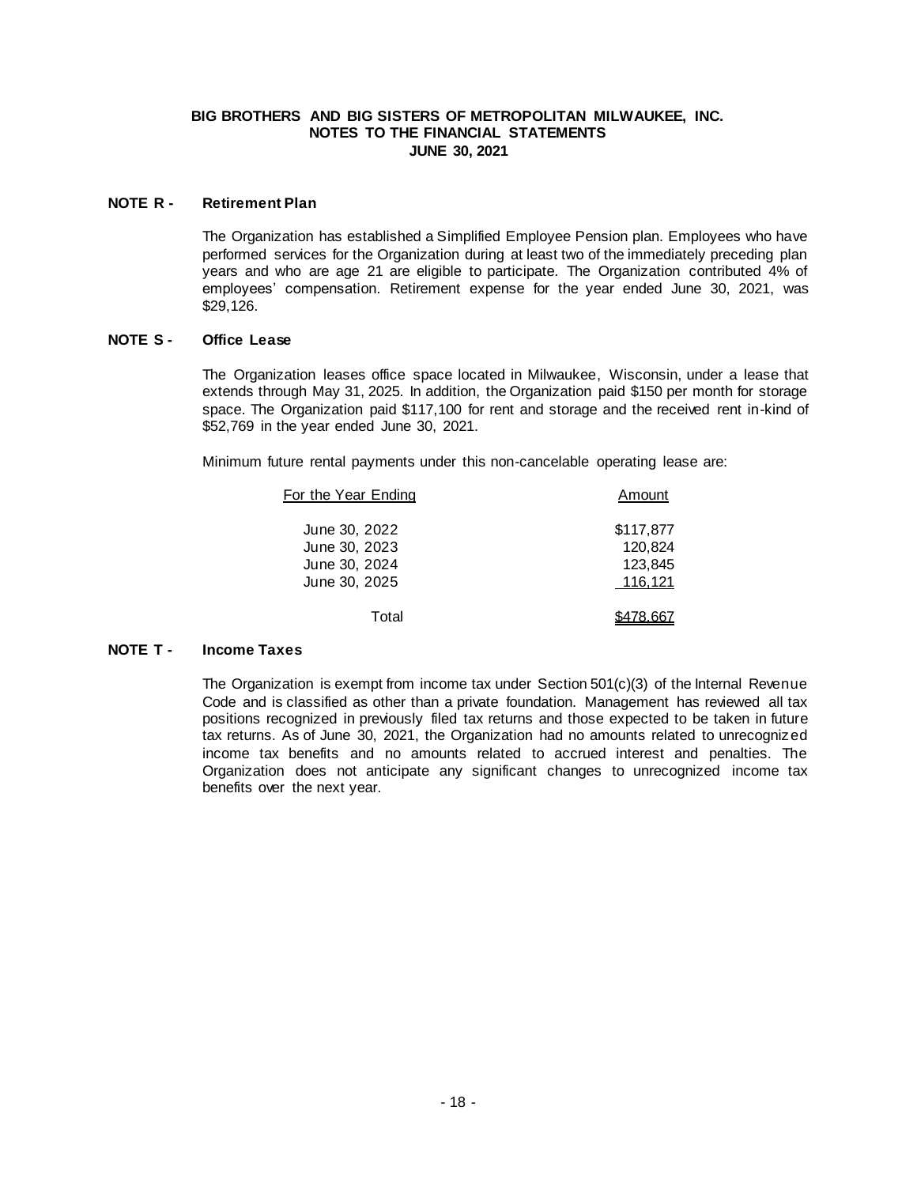**BIG BROTHERS AND BIG SISTERS OF METROPOLITAN MILWAUKEE, INC.**
**NOTES TO THE FINANCIAL STATEMENTS**
**JUNE 30, 2021**

## NOTE R - Retirement Plan

The Organization has established a Simplified Employee Pension plan. Employees who have performed services for the Organization during at least two of the immediately preceding plan years and who are age 21 are eligible to participate. The Organization contributed 4% of employees' compensation. Retirement expense for the year ended June 30, 2021, was $29,126.

## NOTE S - Office Lease

The Organization leases office space located in Milwaukee, Wisconsin, under a lease that extends through May 31, 2025. In addition, the Organization paid $150 per month for storage space. The Organization paid $117,100 for rent and storage and the received rent in-kind of $52,769 in the year ended June 30, 2021.

Minimum future rental payments under this non-cancelable operating lease are:

| For the Year Ending | Amount |
|---|---|
| June 30, 2022 | $117,877 |
| June 30, 2023 | 120,824 |
| June 30, 2024 | 123,845 |
| June 30, 2025 | 116,121 |
| Total | $478,667 |

## NOTE T - Income Taxes

The Organization is exempt from income tax under Section 501(c)(3) of the Internal Revenue Code and is classified as other than a private foundation. Management has reviewed all tax positions recognized in previously filed tax returns and those expected to be taken in future tax returns. As of June 30, 2021, the Organization had no amounts related to unrecognized income tax benefits and no amounts related to accrued interest and penalties. The Organization does not anticipate any significant changes to unrecognized income tax benefits over the next year.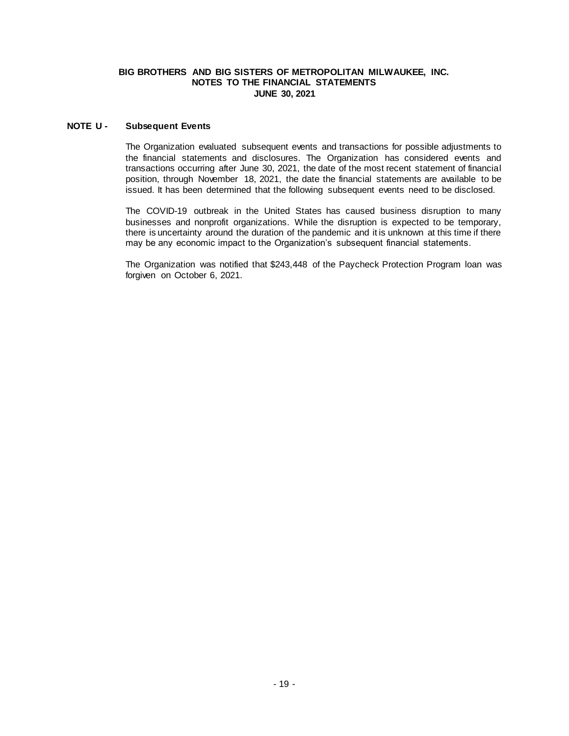**BIG BROTHERS AND BIG SISTERS OF METROPOLITAN MILWAUKEE, INC.**
**NOTES TO THE FINANCIAL STATEMENTS**
**JUNE 30, 2021**

## NOTE U - Subsequent Events

The Organization evaluated subsequent events and transactions for possible adjustments to the financial statements and disclosures. The Organization has considered events and transactions occurring after June 30, 2021, the date of the most recent statement of financial position, through November 18, 2021, the date the financial statements are available to be issued. It has been determined that the following subsequent events need to be disclosed.

The COVID-19 outbreak in the United States has caused business disruption to many businesses and nonprofit organizations. While the disruption is expected to be temporary, there is uncertainty around the duration of the pandemic and it is unknown at this time if there may be any economic impact to the Organization's subsequent financial statements.

The Organization was notified that $243,448 of the Paycheck Protection Program loan was forgiven on October 6, 2021.